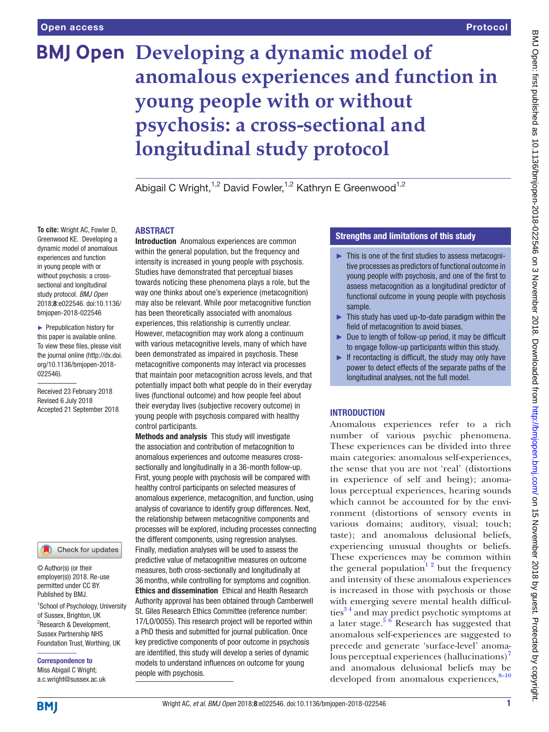Open access

Protocol

# Developing a dynamic model of anomalous experiences and function in young people with or without psychosis: a cross-sectional and longitudinal study protocol

Abigail C Wright,[1,2] David Fowler,[1,2] Kathryn E Greenwood[1,2]

**To cite:** Wright AC, Fowler D, Greenwood KE. Developing a dynamic model of anomalous experiences and function in young people with or without psychosis: a cross-sectional and longitudinal study protocol. *BMJ Open* 2018;**8**:e022546. doi:10.1136/bmjopen-2018-022546

► Prepublication history for this paper is available online. To view these files, please visit the journal online (http://dx.doi.org/10.1136/bmjopen-2018-022546).

Received 23 February 2018
Revised 6 July 2018
Accepted 21 September 2018

© Author(s) (or their employer(s)) 2018. Re-use permitted under CC BY. Published by BMJ.

[1]School of Psychology, University of Sussex, Brighton, UK
[2]Research & Development, Sussex Partnership NHS Foundation Trust, Worthing, UK

**Correspondence to**
Miss Abigail C Wright;
a.c.wright@sussex.ac.uk

## ABSTRACT

**Introduction** Anomalous experiences are common within the general population, but the frequency and intensity is increased in young people with psychosis. Studies have demonstrated that perceptual biases towards noticing these phenomena plays a role, but the way one thinks about one's experience (metacognition) may also be relevant. While poor metacognitive function has been theoretically associated with anomalous experiences, this relationship is currently unclear. However, metacognition may work along a continuum with various metacognitive levels, many of which have been demonstrated as impaired in psychosis. These metacognitive components may interact via processes that maintain poor metacognition across levels, and that potentially impact both what people do in their everyday lives (functional outcome) and how people feel about their everyday lives (subjective recovery outcome) in young people with psychosis compared with healthy control participants.

**Methods and analysis** This study will investigate the association and contribution of metacognition to anomalous experiences and outcome measures cross-sectionally and longitudinally in a 36-month follow-up. First, young people with psychosis will be compared with healthy control participants on selected measures of anomalous experience, metacognition, and function, using analysis of covariance to identify group differences. Next, the relationship between metacognitive components and processes will be explored, including processes connecting the different components, using regression analyses. Finally, mediation analyses will be used to assess the predictive value of metacognitive measures on outcome measures, both cross-sectionally and longitudinally at 36 months, while controlling for symptoms and cognition.

**Ethics and dissemination** Ethical and Health Research Authority approval has been obtained through Camberwell St. Giles Research Ethics Committee (reference number: 17/LO/0055). This research project will be reported within a PhD thesis and submitted for journal publication. Once key predictive components of poor outcome in psychosis are identified, this study will develop a series of dynamic models to understand influences on outcome for young people with psychosis.

### Strengths and limitations of this study

- ► This is one of the first studies to assess metacognitive processes as predictors of functional outcome in young people with psychosis, and one of the first to assess metacognition as a longitudinal predictor of functional outcome in young people with psychosis sample.
- ► This study has used up-to-date paradigm within the field of metacognition to avoid biases.
- ► Due to length of follow-up period, it may be difficult to engage follow-up participants within this study.
- ► If recontacting is difficult, the study may only have power to detect effects of the separate paths of the longitudinal analyses, not the full model.

## INTRODUCTION

Anomalous experiences refer to a rich number of various psychic phenomena. These experiences can be divided into three main categories: anomalous self-experiences, the sense that you are not 'real' (distortions in experience of self and being); anomalous perceptual experiences, hearing sounds which cannot be accounted for by the environment (distortions of sensory events in various domains; auditory, visual; touch; taste); and anomalous delusional beliefs, experiencing unusual thoughts or beliefs. These experiences may be common within the general population[1,2] but the frequency and intensity of these anomalous experiences is increased in those with psychosis or those with emerging severe mental health difficulties[3,4] and may predict psychotic symptoms at a later stage.[5,6] Research has suggested that anomalous self-experiences are suggested to precede and generate 'surface-level' anomalous perceptual experiences (hallucinations)[7] and anomalous delusional beliefs may be developed from anomalous experiences,[8–10]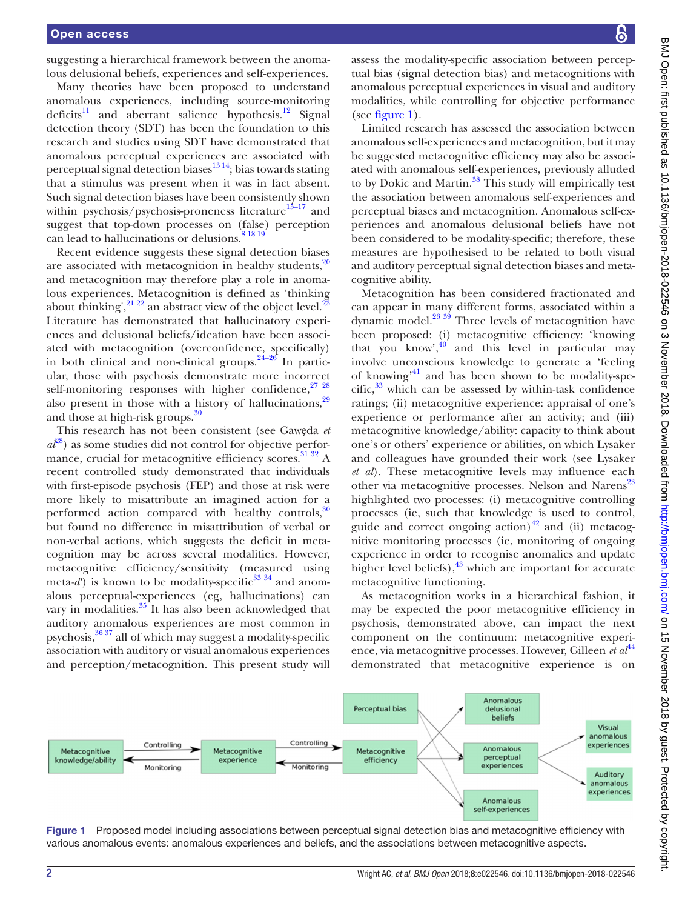suggesting a hierarchical framework between the anomalous delusional beliefs, experiences and self-experiences.

Many theories have been proposed to understand anomalous experiences, including source-monitoring deficits[11] and aberrant salience hypothesis.[12] Signal detection theory (SDT) has been the foundation to this research and studies using SDT have demonstrated that anomalous perceptual experiences are associated with perceptual signal detection biases[13 14]; bias towards stating that a stimulus was present when it was in fact absent. Such signal detection biases have been consistently shown within psychosis/psychosis-proneness literature[15–17] and suggest that top-down processes on (false) perception can lead to hallucinations or delusions.[8 18 19]

Recent evidence suggests these signal detection biases are associated with metacognition in healthy students,[20] and metacognition may therefore play a role in anomalous experiences. Metacognition is defined as 'thinking about thinking',[21 22] an abstract view of the object level.[23] Literature has demonstrated that hallucinatory experiences and delusional beliefs/ideation have been associated with metacognition (overconfidence, specifically) in both clinical and non-clinical groups.[24–26] In particular, those with psychosis demonstrate more incorrect self-monitoring responses with higher confidence,[27 28] also present in those with a history of hallucinations,[29] and those at high-risk groups.[30]

This research has not been consistent (see Gawęda *et al*[28]) as some studies did not control for objective performance, crucial for metacognitive efficiency scores.[31 32] A recent controlled study demonstrated that individuals with first-episode psychosis (FEP) and those at risk were more likely to misattribute an imagined action for a performed action compared with healthy controls,[30] but found no difference in misattribution of verbal or non-verbal actions, which suggests the deficit in metacognition may be across several modalities. However, metacognitive efficiency/sensitivity (measured using meta-*d*′) is known to be modality-specific[33 34] and anomalous perceptual-experiences (eg, hallucinations) can vary in modalities.[35] It has also been acknowledged that auditory anomalous experiences are most common in psychosis,[36 37] all of which may suggest a modality-specific association with auditory or visual anomalous experiences and perception/metacognition. This present study will assess the modality-specific association between perceptual bias (signal detection bias) and metacognitions with anomalous perceptual experiences in visual and auditory modalities, while controlling for objective performance (see figure 1).

Limited research has assessed the association between anomalous self-experiences and metacognition, but it may be suggested metacognitive efficiency may also be associated with anomalous self-experiences, previously alluded to by Dokic and Martin.[38] This study will empirically test the association between anomalous self-experiences and perceptual biases and metacognition. Anomalous self-experiences and anomalous delusional beliefs have not been considered to be modality-specific; therefore, these measures are hypothesised to be related to both visual and auditory perceptual signal detection biases and metacognitive ability.

Metacognition has been considered fractionated and can appear in many different forms, associated within a dynamic model.[23 39] Three levels of metacognition have been proposed: (i) metacognitive efficiency: 'knowing that you know',[40] and this level in particular may involve unconscious knowledge to generate a 'feeling of knowing'[41] and has been shown to be modality-specific,[33] which can be assessed by within-task confidence ratings; (ii) metacognitive experience: appraisal of one's experience or performance after an activity; and (iii) metacognitive knowledge/ability: capacity to think about one's or others' experience or abilities, on which Lysaker and colleagues have grounded their work (see Lysaker *et al*). These metacognitive levels may influence each other via metacognitive processes. Nelson and Narens[23] highlighted two processes: (i) metacognitive controlling processes (ie, such that knowledge is used to control, guide and correct ongoing action)[42] and (ii) metacognitive monitoring processes (ie, monitoring of ongoing experience in order to recognise anomalies and update higher level beliefs),[43] which are important for accurate metacognitive functioning.

As metacognition works in a hierarchical fashion, it may be expected the poor metacognitive efficiency in psychosis, demonstrated above, can impact the next component on the continuum: metacognitive experience, via metacognitive processes. However, Gilleen *et al*[44] demonstrated that metacognitive experience is on

Figure 1 Proposed model including associations between perceptual signal detection bias and metacognitive efficiency with various anomalous events: anomalous experiences and beliefs, and the associations between metacognitive aspects.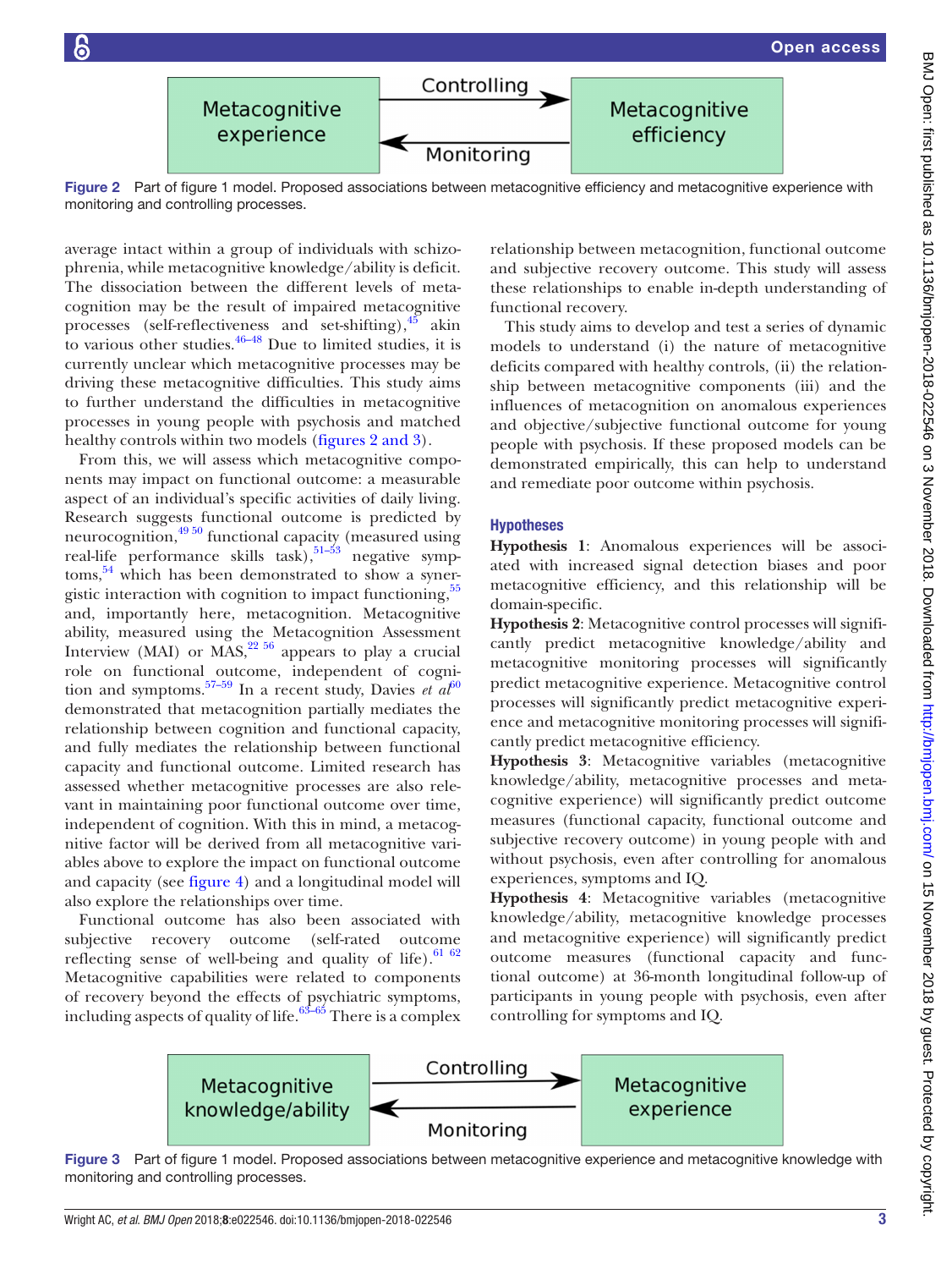Figure 2 Part of figure 1 model. Proposed associations between metacognitive efficiency and metacognitive experience with monitoring and controlling processes.

average intact within a group of individuals with schizophrenia, while metacognitive knowledge/ability is deficit. The dissociation between the different levels of metacognition may be the result of impaired metacognitive processes (self-reflectiveness and set-shifting),[45] akin to various other studies.[46–48] Due to limited studies, it is currently unclear which metacognitive processes may be driving these metacognitive difficulties. This study aims to further understand the difficulties in metacognitive processes in young people with psychosis and matched healthy controls within two models (figures 2 and 3).

From this, we will assess which metacognitive components may impact on functional outcome: a measurable aspect of an individual's specific activities of daily living. Research suggests functional outcome is predicted by neurocognition,[49 50] functional capacity (measured using real-life performance skills task),[51–53] negative symptoms,[54] which has been demonstrated to show a synergistic interaction with cognition to impact functioning,[55] and, importantly here, metacognition. Metacognitive ability, measured using the Metacognition Assessment Interview (MAI) or MAS,[22 56] appears to play a crucial role on functional outcome, independent of cognition and symptoms.[57–59] In a recent study, Davies *et al*[60] demonstrated that metacognition partially mediates the relationship between cognition and functional capacity, and fully mediates the relationship between functional capacity and functional outcome. Limited research has assessed whether metacognitive processes are also relevant in maintaining poor functional outcome over time, independent of cognition. With this in mind, a metacognitive factor will be derived from all metacognitive variables above to explore the impact on functional outcome and capacity (see figure 4) and a longitudinal model will also explore the relationships over time.

Functional outcome has also been associated with subjective recovery outcome (self-rated outcome reflecting sense of well-being and quality of life).[61 62] Metacognitive capabilities were related to components of recovery beyond the effects of psychiatric symptoms, including aspects of quality of life.[63–65] There is a complex relationship between metacognition, functional outcome and subjective recovery outcome. This study will assess these relationships to enable in-depth understanding of functional recovery.

This study aims to develop and test a series of dynamic models to understand (i) the nature of metacognitive deficits compared with healthy controls, (ii) the relationship between metacognitive components (iii) and the influences of metacognition on anomalous experiences and objective/subjective functional outcome for young people with psychosis. If these proposed models can be demonstrated empirically, this can help to understand and remediate poor outcome within psychosis.

## Hypotheses

**Hypothesis 1**: Anomalous experiences will be associated with increased signal detection biases and poor metacognitive efficiency, and this relationship will be domain-specific.

**Hypothesis 2**: Metacognitive control processes will significantly predict metacognitive knowledge/ability and metacognitive monitoring processes will significantly predict metacognitive experience. Metacognitive control processes will significantly predict metacognitive experience and metacognitive monitoring processes will significantly predict metacognitive efficiency.

**Hypothesis 3**: Metacognitive variables (metacognitive knowledge/ability, metacognitive processes and metacognitive experience) will significantly predict outcome measures (functional capacity, functional outcome and subjective recovery outcome) in young people with and without psychosis, even after controlling for anomalous experiences, symptoms and IQ.

**Hypothesis 4**: Metacognitive variables (metacognitive knowledge/ability, metacognitive knowledge processes and metacognitive experience) will significantly predict outcome measures (functional capacity and functional outcome) at 36-month longitudinal follow-up of participants in young people with psychosis, even after controlling for symptoms and IQ.

Figure 3 Part of figure 1 model. Proposed associations between metacognitive experience and metacognitive knowledge with monitoring and controlling processes.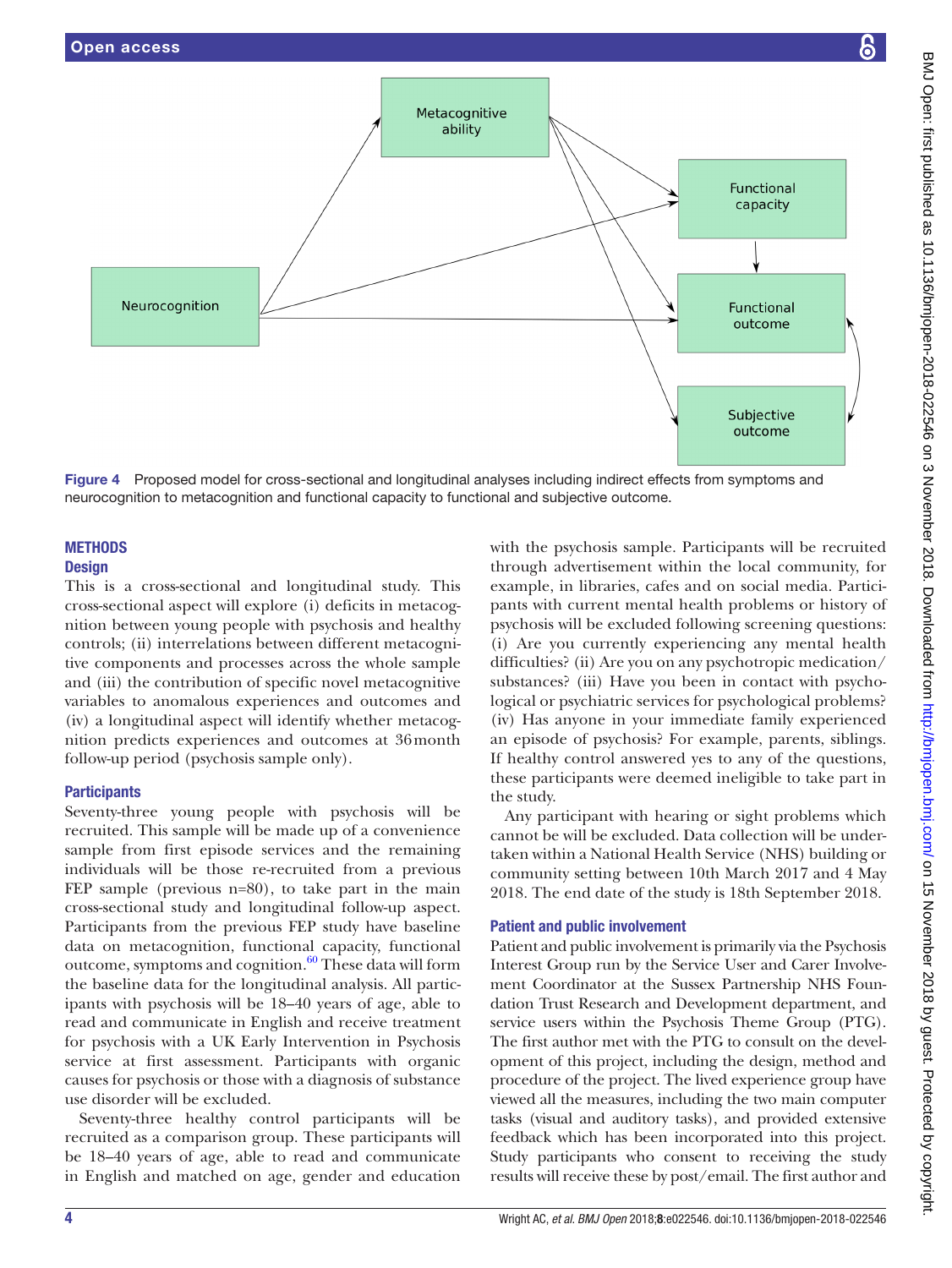Figure 4 Proposed model for cross-sectional and longitudinal analyses including indirect effects from symptoms and neurocognition to metacognition and functional capacity to functional and subjective outcome.

## METHODS

### Design

This is a cross-sectional and longitudinal study. This cross-sectional aspect will explore (i) deficits in metacognition between young people with psychosis and healthy controls; (ii) interrelations between different metacognitive components and processes across the whole sample and (iii) the contribution of specific novel metacognitive variables to anomalous experiences and outcomes and (iv) a longitudinal aspect will identify whether metacognition predicts experiences and outcomes at 36 month follow-up period (psychosis sample only).

### Participants

Seventy-three young people with psychosis will be recruited. This sample will be made up of a convenience sample from first episode services and the remaining individuals will be those re-recruited from a previous FEP sample (previous n=80), to take part in the main cross-sectional study and longitudinal follow-up aspect. Participants from the previous FEP study have baseline data on metacognition, functional capacity, functional outcome, symptoms and cognition.[60] These data will form the baseline data for the longitudinal analysis. All participants with psychosis will be 18–40 years of age, able to read and communicate in English and receive treatment for psychosis with a UK Early Intervention in Psychosis service at first assessment. Participants with organic causes for psychosis or those with a diagnosis of substance use disorder will be excluded.

Seventy-three healthy control participants will be recruited as a comparison group. These participants will be 18–40 years of age, able to read and communicate in English and matched on age, gender and education with the psychosis sample. Participants will be recruited through advertisement within the local community, for example, in libraries, cafes and on social media. Participants with current mental health problems or history of psychosis will be excluded following screening questions: (i) Are you currently experiencing any mental health difficulties? (ii) Are you on any psychotropic medication/substances? (iii) Have you been in contact with psychological or psychiatric services for psychological problems? (iv) Has anyone in your immediate family experienced an episode of psychosis? For example, parents, siblings. If healthy control answered yes to any of the questions, these participants were deemed ineligible to take part in the study.

Any participant with hearing or sight problems which cannot be will be excluded. Data collection will be undertaken within a National Health Service (NHS) building or community setting between 10th March 2017 and 4 May 2018. The end date of the study is 18th September 2018.

### Patient and public involvement

Patient and public involvement is primarily via the Psychosis Interest Group run by the Service User and Carer Involvement Coordinator at the Sussex Partnership NHS Foundation Trust Research and Development department, and service users within the Psychosis Theme Group (PTG). The first author met with the PTG to consult on the development of this project, including the design, method and procedure of the project. The lived experience group have viewed all the measures, including the two main computer tasks (visual and auditory tasks), and provided extensive feedback which has been incorporated into this project. Study participants who consent to receiving the study results will receive these by post/email. The first author and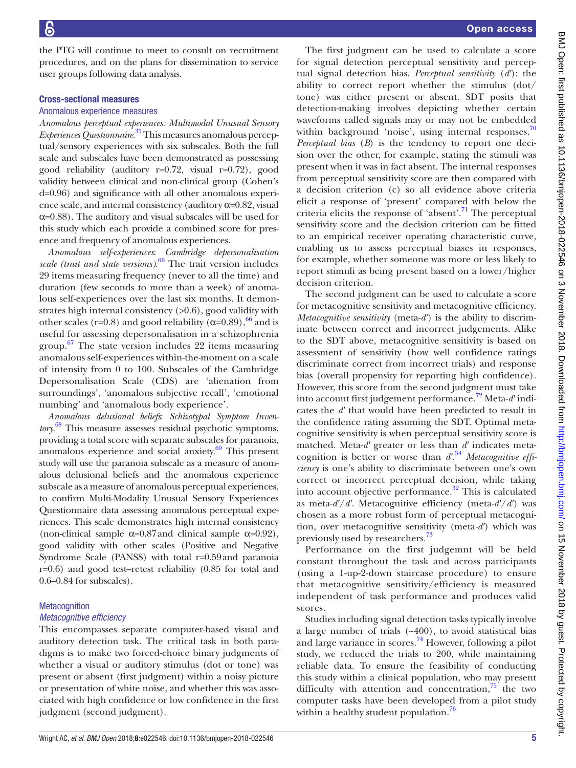the PTG will continue to meet to consult on recruitment procedures, and on the plans for dissemination to service user groups following data analysis.

## Cross-sectional measures

### Anomalous experience measures

*Anomalous perceptual experiences: Multimodal Unusual Sensory Experiences Questionnaire*.[35] This measures anomalous perceptual/sensory experiences with six subscales. Both the full scale and subscales have been demonstrated as possessing good reliability (auditory r=0.72, visual r=0.72), good validity between clinical and non-clinical group (Cohen's d=0.96) and significance with all other anomalous experience scale, and internal consistency (auditory α=0.82, visual α=0.88). The auditory and visual subscales will be used for this study which each provide a combined score for presence and frequency of anomalous experiences.

*Anomalous self-experiences*: *Cambridge depersonalisation scale (trait and state versions)*.[66] The trait version includes 29 items measuring frequency (never to all the time) and duration (few seconds to more than a week) of anomalous self-experiences over the last six months. It demonstrates high internal consistency (>0.6), good validity with other scales (r=0.8) and good reliability (α=0.89),[66] and is useful for assessing depersonalisation in a schizophrenia group.[67] The state version includes 22 items measuring anomalous self-experiences within-the-moment on a scale of intensity from 0 to 100. Subscales of the Cambridge Depersonalisation Scale (CDS) are 'alienation from surroundings', 'anomalous subjective recall', 'emotional numbing' and 'anomalous body experience'.

*Anomalous delusional beliefs*: *Schizotypal Symptom Inventory*.[68] This measure assesses residual psychotic symptoms, providing a total score with separate subscales for paranoia, anomalous experience and social anxiety.[69] This present study will use the paranoia subscale as a measure of anomalous delusional beliefs and the anomalous experience subscale as a measure of anomalous perceptual experiences, to confirm Multi-Modality Unusual Sensory Experiences Questionnaire data assessing anomalous perceptual experiences. This scale demonstrates high internal consistency (non-clinical sample α=0.87 and clinical sample α=0.92), good validity with other scales (Positive and Negative Syndrome Scale (PANSS) with total r=0.59 and paranoia r=0.6) and good test–retest reliability (0.85 for total and 0.6–0.84 for subscales).

### Metacognition

#### *Metacognitive efficiency*

This encompasses separate computer-based visual and auditory detection task. The critical task in both paradigms is to make two forced-choice binary judgments of whether a visual or auditory stimulus (dot or tone) was present or absent (first judgment) within a noisy picture or presentation of white noise, and whether this was associated with high confidence or low confidence in the first judgment (second judgment).

The first judgment can be used to calculate a score for signal detection perceptual sensitivity and perceptual signal detection bias. *Perceptual sensitivity* ($d'$): the ability to correct report whether the stimulus (dot/tone) was either present or absent. SDT posits that detection-making involves depicting whether certain waveforms called signals may or may not be embedded within background 'noise', using internal responses.[70] *Perceptual bias* (*B*) is the tendency to report one decision over the other, for example, stating the stimuli was present when it was in fact absent. The internal responses from perceptual sensitivity score are then compared with a decision criterion (c) so all evidence above criteria elicit a response of 'present' compared with below the criteria elicits the response of 'absent'.[71] The perceptual sensitivity score and the decision criterion can be fitted to an empirical receiver operating characteristic curve, enabling us to assess perceptual biases in responses, for example, whether someone was more or less likely to report stimuli as being present based on a lower/higher decision criterion.

The second judgment can be used to calculate a score for metacognitive sensitivity and metacognitive efficiency. *Metacognitive sensitivity* (meta-$d'$) is the ability to discriminate between correct and incorrect judgements. Alike to the SDT above, metacognitive sensitivity is based on assessment of sensitivity (how well confidence ratings discriminate correct from incorrect trials) and response bias (overall propensity for reporting high confidence). However, this score from the second judgment must take into account first judgement performance.[72] Meta-$d'$ indicates the $d'$ that would have been predicted to result in the confidence rating assuming the SDT. Optimal metacognitive sensitivity is when perceptual sensitivity score is matched. Meta-$d'$ greater or less than $d'$ indicates metacognition is better or worse than $d'$.[34] *Metacognitive efficiency* is one's ability to discriminate between one's own correct or incorrect perceptual decision, while taking into account objective performance.[32] This is calculated as meta-$d'/d'$. Metacognitive efficiency (meta-$d'/d'$) was chosen as a more robust form of perceptual metacognition, over metacognitive sensitivity (meta-$d'$) which was previously used by researchers.[73]

Performance on the first judgemnt will be held constant throughout the task and across participants (using a 1-up-2-down staircase procedure) to ensure that metacognitive sensitivity/efficiency is measured independent of task performance and produces valid scores.

Studies including signal detection tasks typically involve a large number of trials (~400), to avoid statistical bias and large variance in scores.[74] However, following a pilot study, we reduced the trials to 200, while maintaining reliable data. To ensure the feasibility of conducting this study within a clinical population, who may present difficulty with attention and concentration,[75] the two computer tasks have been developed from a pilot study within a healthy student population.[76]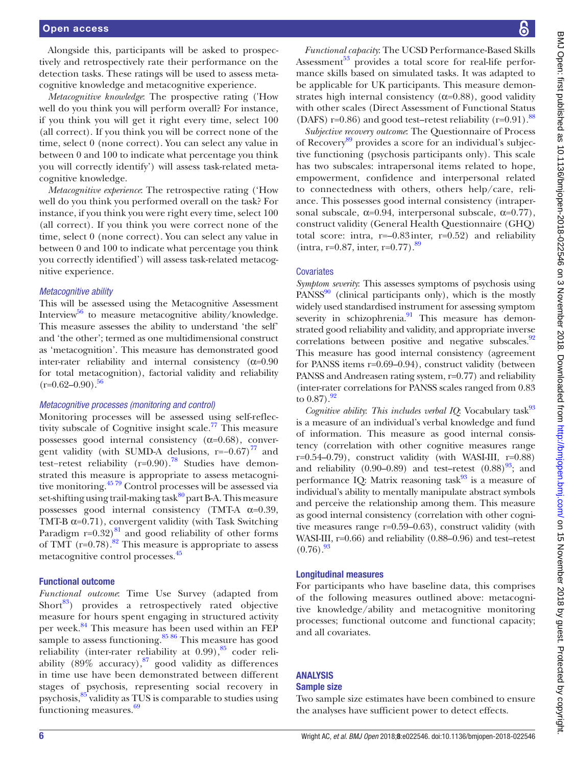Alongside this, participants will be asked to prospectively and retrospectively rate their performance on the detection tasks. These ratings will be used to assess metacognitive knowledge and metacognitive experience.

*Metacognitive knowledge*: The prospective rating ('How well do you think you will perform overall? For instance, if you think you will get it right every time, select 100 (all correct). If you think you will be correct none of the time, select 0 (none correct). You can select any value in between 0 and 100 to indicate what percentage you think you will correctly identify') will assess task-related metacognitive knowledge.

*Metacognitive experience*: The retrospective rating ('How well do you think you performed overall on the task? For instance, if you think you were right every time, select 100 (all correct). If you think you were correct none of the time, select 0 (none correct). You can select any value in between 0 and 100 to indicate what percentage you think you correctly identified') will assess task-related metacognitive experience.

### *Metacognitive ability*

This will be assessed using the Metacognitive Assessment Interview[56] to measure metacognitive ability/knowledge. This measure assesses the ability to understand 'the self' and 'the other'; termed as one multidimensional construct as 'metacognition'. This measure has demonstrated good inter-rater reliability and internal consistency (α=0.90 for total metacognition), factorial validity and reliability (r=0.62–0.90).[56]

### *Metacognitive processes (monitoring and control)*

Monitoring processes will be assessed using self-reflectivity subscale of Cognitive insight scale.[77] This measure possesses good internal consistency (α=0.68), convergent validity (with SUMD-A delusions, r=−0.67)[77] and test–retest reliability (r=0.90).[78] Studies have demonstrated this measure is appropriate to assess metacognitive monitoring.[45,79] Control processes will be assessed via set-shifting using trail-making task[80] part B-A. This measure possesses good internal consistency (TMT-A α=0.39, TMT-B α=0.71), convergent validity (with Task Switching Paradigm r=0.32)[81] and good reliability of other forms of TMT (r=0.78).[82] This measure is appropriate to assess metacognitive control processes.[45]

### Functional outcome

*Functional outcome*: Time Use Survey (adapted from Short[83]) provides a retrospectively rated objective measure for hours spent engaging in structured activity per week.[84] This measure has been used within an FEP sample to assess functioning.[85,86] This measure has good reliability (inter-rater reliability at 0.99),[85] coder reliability (89% accuracy),[87] good validity as differences in time use have been demonstrated between different stages of psychosis, representing social recovery in psychosis,[85] validity as TUS is comparable to studies using functioning measures.[69]

*Functional capacity*: The UCSD Performance-Based Skills Assessment[53] provides a total score for real-life performance skills based on simulated tasks. It was adapted to be applicable for UK participants. This measure demonstrates high internal consistency (α=0.88), good validity with other scales (Direct Assessment of Functional Status (DAFS) r=0.86) and good test–retest reliability (r=0.91).[88]

*Subjective recovery outcome*: The Questionnaire of Process of Recovery[89] provides a score for an individual's subjective functioning (psychosis participants only). This scale has two subscales: intrapersonal items related to hope, empowerment, confidence and interpersonal related to connectedness with others, others help/care, reliance. This possesses good internal consistency (intrapersonal subscale, α=0.94, interpersonal subscale, α=0.77), construct validity (General Health Questionnaire (GHQ) total score: intra, r=−0.83 inter, r=0.52) and reliability (intra, r=0.87, inter, r=0.77).[89]

### Covariates

*Symptom severity*: This assesses symptoms of psychosis using PANSS[90] (clinical participants only), which is the mostly widely used standardised instrument for assessing symptom severity in schizophrenia.[91] This measure has demonstrated good reliability and validity, and appropriate inverse correlations between positive and negative subscales.[92] This measure has good internal consistency (agreement for PANSS items r=0.69–0.94), construct validity (between PANSS and Andreasen rating system, r=0.77) and reliability (inter-rater correlations for PANSS scales ranged from 0.83 to 0.87).[92]

*Cognitive ability*: *This includes verbal IQ*: Vocabulary task[93] is a measure of an individual's verbal knowledge and fund of information. This measure as good internal consistency (correlation with other cognitive measures range r=0.54–0.79), construct validity (with WASI-III, r=0.88) and reliability (0.90–0.89) and test–retest (0.88)[93]; and performance IQ: Matrix reasoning task[93] is a measure of individual's ability to mentally manipulate abstract symbols and perceive the relationship among them. This measure as good internal consistency (correlation with other cognitive measures range r=0.59–0.63), construct validity (with WASI-III, r=0.66) and reliability (0.88–0.96) and test–retest (0.76).[93]

### Longitudinal measures

For participants who have baseline data, this comprises of the following measures outlined above: metacognitive knowledge/ability and metacognitive monitoring processes; functional outcome and functional capacity; and all covariates.

## ANALYSIS

### Sample size

Two sample size estimates have been combined to ensure the analyses have sufficient power to detect effects.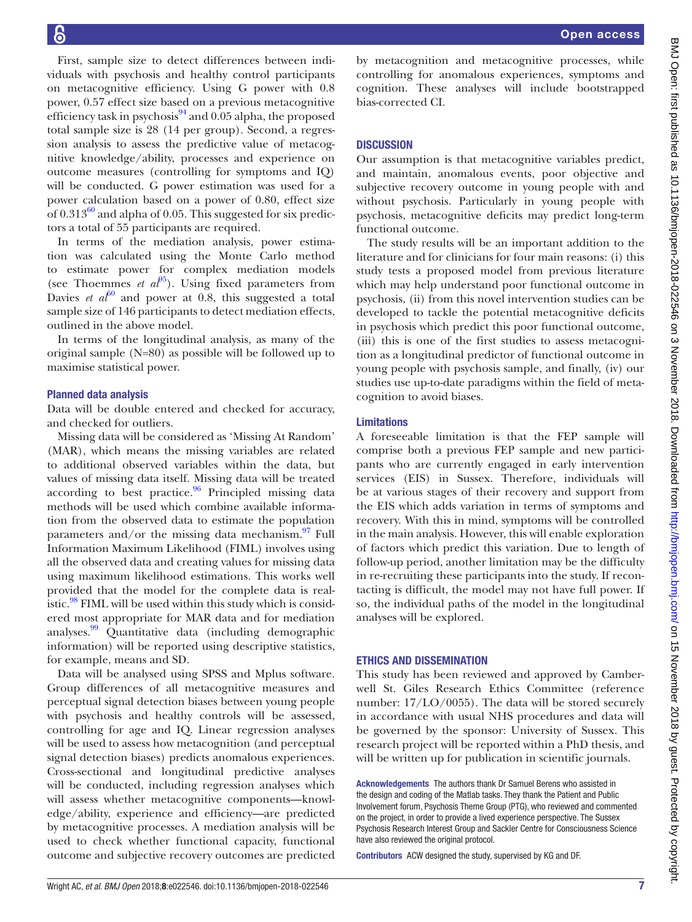First, sample size to detect differences between individuals with psychosis and healthy control participants on metacognitive efficiency. Using G power with 0.8 power, 0.57 effect size based on a previous metacognitive efficiency task in psychosis[94] and 0.05 alpha, the proposed total sample size is 28 (14 per group). Second, a regression analysis to assess the predictive value of metacognitive knowledge/ability, processes and experience on outcome measures (controlling for symptoms and IQ) will be conducted. G power estimation was used for a power calculation based on a power of 0.80, effect size of 0.313[60] and alpha of 0.05. This suggested for six predictors a total of 55 participants are required.

In terms of the mediation analysis, power estimation was calculated using the Monte Carlo method to estimate power for complex mediation models (see Thoemmes *et al*[95]). Using fixed parameters from Davies *et al*[60] and power at 0.8, this suggested a total sample size of 146 participants to detect mediation effects, outlined in the above model.

In terms of the longitudinal analysis, as many of the original sample (N=80) as possible will be followed up to maximise statistical power.

### Planned data analysis

Data will be double entered and checked for accuracy, and checked for outliers.

Missing data will be considered as 'Missing At Random' (MAR), which means the missing variables are related to additional observed variables within the data, but values of missing data itself. Missing data will be treated according to best practice.[96] Principled missing data methods will be used which combine available information from the observed data to estimate the population parameters and/or the missing data mechanism.[97] Full Information Maximum Likelihood (FIML) involves using all the observed data and creating values for missing data using maximum likelihood estimations. This works well provided that the model for the complete data is realistic.[98] FIML will be used within this study which is considered most appropriate for MAR data and for mediation analyses.[99] Quantitative data (including demographic information) will be reported using descriptive statistics, for example, means and SD.

Data will be analysed using SPSS and Mplus software. Group differences of all metacognitive measures and perceptual signal detection biases between young people with psychosis and healthy controls will be assessed, controlling for age and IQ. Linear regression analyses will be used to assess how metacognition (and perceptual signal detection biases) predicts anomalous experiences. Cross-sectional and longitudinal predictive analyses will be conducted, including regression analyses which will assess whether metacognitive components—knowledge/ability, experience and efficiency—are predicted by metacognitive processes. A mediation analysis will be used to check whether functional capacity, functional outcome and subjective recovery outcomes are predicted by metacognition and metacognitive processes, while controlling for anomalous experiences, symptoms and cognition. These analyses will include bootstrapped bias-corrected CI.

## DISCUSSION

Our assumption is that metacognitive variables predict, and maintain, anomalous events, poor objective and subjective recovery outcome in young people with and without psychosis. Particularly in young people with psychosis, metacognitive deficits may predict long-term functional outcome.

The study results will be an important addition to the literature and for clinicians for four main reasons: (i) this study tests a proposed model from previous literature which may help understand poor functional outcome in psychosis, (ii) from this novel intervention studies can be developed to tackle the potential metacognitive deficits in psychosis which predict this poor functional outcome, (iii) this is one of the first studies to assess metacognition as a longitudinal predictor of functional outcome in young people with psychosis sample, and finally, (iv) our studies use up-to-date paradigms within the field of metacognition to avoid biases.

### Limitations

A foreseeable limitation is that the FEP sample will comprise both a previous FEP sample and new participants who are currently engaged in early intervention services (EIS) in Sussex. Therefore, individuals will be at various stages of their recovery and support from the EIS which adds variation in terms of symptoms and recovery. With this in mind, symptoms will be controlled in the main analysis. However, this will enable exploration of factors which predict this variation. Due to length of follow-up period, another limitation may be the difficulty in re-recruiting these participants into the study. If recontacting is difficult, the model may not have full power. If so, the individual paths of the model in the longitudinal analyses will be explored.

## ETHICS AND DISSEMINATION

This study has been reviewed and approved by Camberwell St. Giles Research Ethics Committee (reference number: 17/LO/0055). The data will be stored securely in accordance with usual NHS procedures and data will be governed by the sponsor: University of Sussex. This research project will be reported within a PhD thesis, and will be written up for publication in scientific journals.

**Acknowledgements** The authors thank Dr Samuel Berens who assisted in the design and coding of the Matlab tasks. They thank the Patient and Public Involvement forum, Psychosis Theme Group (PTG), who reviewed and commented on the project, in order to provide a lived experience perspective. The Sussex Psychosis Research Interest Group and Sackler Centre for Consciousness Science have also reviewed the original protocol.

**Contributors** ACW designed the study, supervised by KG and DF.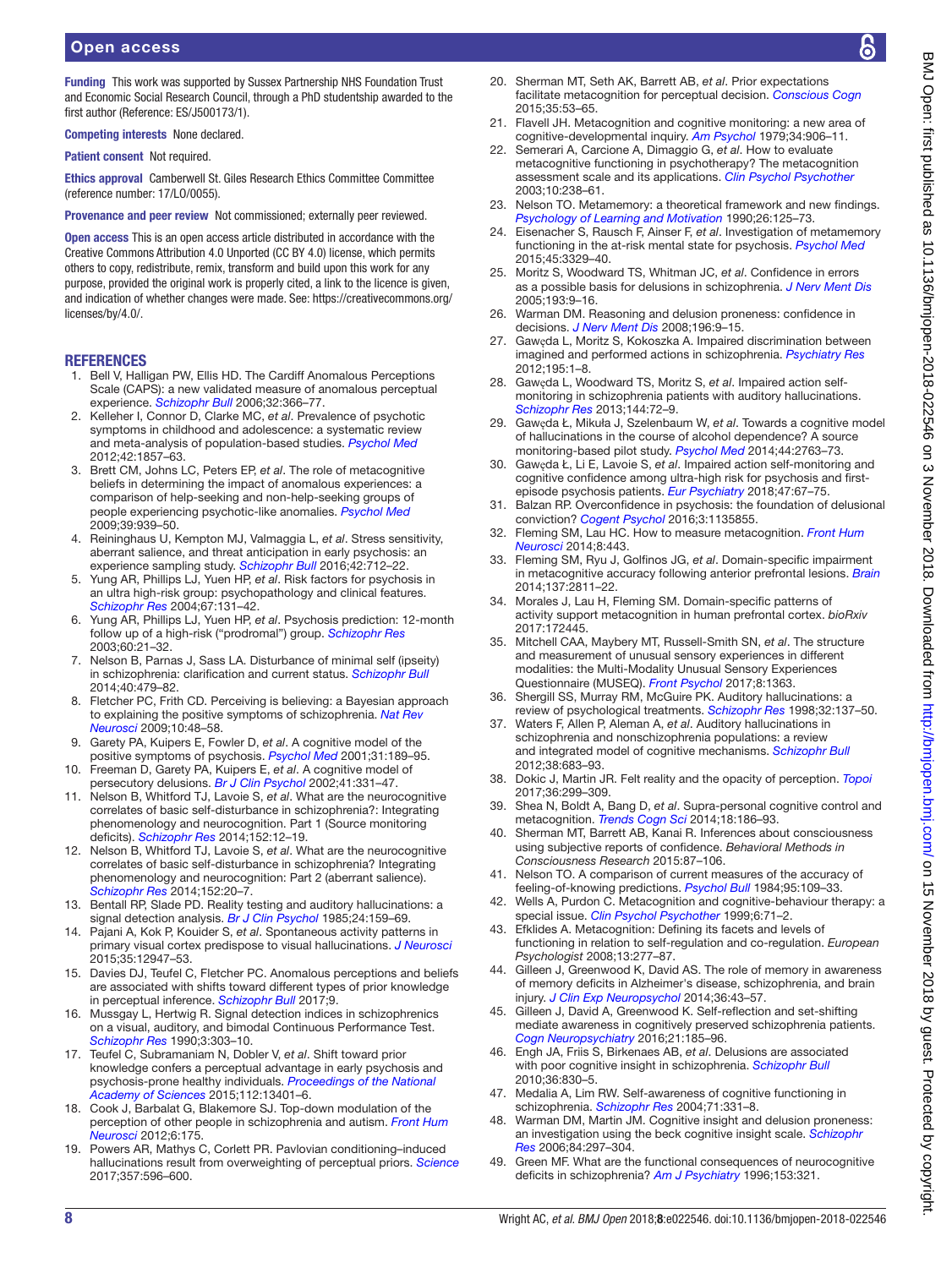**Funding** This work was supported by Sussex Partnership NHS Foundation Trust and Economic Social Research Council, through a PhD studentship awarded to the first author (Reference: ES/J500173/1).

**Competing interests** None declared.

**Patient consent** Not required.

**Ethics approval** Camberwell St. Giles Research Ethics Committee Committee (reference number: 17/LO/0055).

**Provenance and peer review** Not commissioned; externally peer reviewed.

**Open access** This is an open access article distributed in accordance with the Creative Commons Attribution 4.0 Unported (CC BY 4.0) license, which permits others to copy, redistribute, remix, transform and build upon this work for any purpose, provided the original work is properly cited, a link to the licence is given, and indication of whether changes were made. See: https://creativecommons.org/licenses/by/4.0/.

## REFERENCES

1. Bell V, Halligan PW, Ellis HD. The Cardiff Anomalous Perceptions Scale (CAPS): a new validated measure of anomalous perceptual experience. *Schizophr Bull* 2006;32:366–77.
2. Kelleher I, Connor D, Clarke MC, *et al*. Prevalence of psychotic symptoms in childhood and adolescence: a systematic review and meta-analysis of population-based studies. *Psychol Med* 2012;42:1857–63.
3. Brett CM, Johns LC, Peters EP, *et al*. The role of metacognitive beliefs in determining the impact of anomalous experiences: a comparison of help-seeking and non-help-seeking groups of people experiencing psychotic-like anomalies. *Psychol Med* 2009;39:939–50.
4. Reininghaus U, Kempton MJ, Valmaggia L, *et al*. Stress sensitivity, aberrant salience, and threat anticipation in early psychosis: an experience sampling study. *Schizophr Bull* 2016;42:712–22.
5. Yung AR, Phillips LJ, Yuen HP, *et al*. Risk factors for psychosis in an ultra high-risk group: psychopathology and clinical features. *Schizophr Res* 2004;67:131–42.
6. Yung AR, Phillips LJ, Yuen HP, *et al*. Psychosis prediction: 12-month follow up of a high-risk ("prodromal") group. *Schizophr Res* 2003;60:21–32.
7. Nelson B, Parnas J, Sass LA. Disturbance of minimal self (ipseity) in schizophrenia: clarification and current status. *Schizophr Bull* 2014;40:479–82.
8. Fletcher PC, Frith CD. Perceiving is believing: a Bayesian approach to explaining the positive symptoms of schizophrenia. *Nat Rev Neurosci* 2009;10:48–58.
9. Garety PA, Kuipers E, Fowler D, *et al*. A cognitive model of the positive symptoms of psychosis. *Psychol Med* 2001;31:189–95.
10. Freeman D, Garety PA, Kuipers E, *et al*. A cognitive model of persecutory delusions. *Br J Clin Psychol* 2002;41:331–47.
11. Nelson B, Whitford TJ, Lavoie S, *et al*. What are the neurocognitive correlates of basic self-disturbance in schizophrenia?: Integrating phenomenology and neurocognition. Part 1 (Source monitoring deficits). *Schizophr Res* 2014;152:12–19.
12. Nelson B, Whitford TJ, Lavoie S, *et al*. What are the neurocognitive correlates of basic self-disturbance in schizophrenia? Integrating phenomenology and neurocognition: Part 2 (aberrant salience). *Schizophr Res* 2014;152:20–7.
13. Bentall RP, Slade PD. Reality testing and auditory hallucinations: a signal detection analysis. *Br J Clin Psychol* 1985;24:159–69.
14. Pajani A, Kok P, Kouider S, *et al*. Spontaneous activity patterns in primary visual cortex predispose to visual hallucinations. *J Neurosci* 2015;35:12947–53.
15. Davies DJ, Teufel C, Fletcher PC. Anomalous perceptions and beliefs are associated with shifts toward different types of prior knowledge in perceptual inference. *Schizophr Bull* 2017;9.
16. Mussgay L, Hertwig R. Signal detection indices in schizophrenics on a visual, auditory, and bimodal Continuous Performance Test. *Schizophr Res* 1990;3:303–10.
17. Teufel C, Subramaniam N, Dobler V, *et al*. Shift toward prior knowledge confers a perceptual advantage in early psychosis and psychosis-prone healthy individuals. *Proceedings of the National Academy of Sciences* 2015;112:13401–6.
18. Cook J, Barbalat G, Blakemore SJ. Top-down modulation of the perception of other people in schizophrenia and autism. *Front Hum Neurosci* 2012;6:175.
19. Powers AR, Mathys C, Corlett PR. Pavlovian conditioning–induced hallucinations result from overweighting of perceptual priors. *Science* 2017;357:596–600.
20. Sherman MT, Seth AK, Barrett AB, *et al*. Prior expectations facilitate metacognition for perceptual decision. *Conscious Cogn* 2015;35:53–65.
21. Flavell JH. Metacognition and cognitive monitoring: a new area of cognitive-developmental inquiry. *Am Psychol* 1979;34:906–11.
22. Semerari A, Carcione A, Dimaggio G, *et al*. How to evaluate metacognitive functioning in psychotherapy? The metacognition assessment scale and its applications. *Clin Psychol Psychother* 2003;10:238–61.
23. Nelson TO. Metamemory: a theoretical framework and new findings. *Psychology of Learning and Motivation* 1990;26:125–73.
24. Eisenacher S, Rausch F, Ainser F, *et al*. Investigation of metamemory functioning in the at-risk mental state for psychosis. *Psychol Med* 2015;45:3329–40.
25. Moritz S, Woodward TS, Whitman JC, *et al*. Confidence in errors as a possible basis for delusions in schizophrenia. *J Nerv Ment Dis* 2005;193:9–16.
26. Warman DM. Reasoning and delusion proneness: confidence in decisions. *J Nerv Ment Dis* 2008;196:9–15.
27. Gawęda L, Moritz S, Kokoszka A. Impaired discrimination between imagined and performed actions in schizophrenia. *Psychiatry Res* 2012;195:1–8.
28. Gawęda L, Woodward TS, Moritz S, *et al*. Impaired action self-monitoring in schizophrenia patients with auditory hallucinations. *Schizophr Res* 2013;144:72–9.
29. Gawęda Ł, Mikuła J, Szelenbaum W, *et al*. Towards a cognitive model of hallucinations in the course of alcohol dependence? A source monitoring-based pilot study. *Psychol Med* 2014;44:2763–73.
30. Gawęda Ł, Li E, Lavoie S, *et al*. Impaired action self-monitoring and cognitive confidence among ultra-high risk for psychosis and first-episode psychosis patients. *Eur Psychiatry* 2018;47:67–75.
31. Balzan RP. Overconfidence in psychosis: the foundation of delusional conviction? *Cogent Psychol* 2016;3:1135855.
32. Fleming SM, Lau HC. How to measure metacognition. *Front Hum Neurosci* 2014;8:443.
33. Fleming SM, Ryu J, Golfinos JG, *et al*. Domain-specific impairment in metacognitive accuracy following anterior prefrontal lesions. *Brain* 2014;137:2811–22.
34. Morales J, Lau H, Fleming SM. Domain-specific patterns of activity support metacognition in human prefrontal cortex. *bioRxiv* 2017:172445.
35. Mitchell CAA, Maybery MT, Russell-Smith SN, *et al*. The structure and measurement of unusual sensory experiences in different modalities: the Multi-Modality Unusual Sensory Experiences Questionnaire (MUSEQ). *Front Psychol* 2017;8:1363.
36. Shergill SS, Murray RM, McGuire PK. Auditory hallucinations: a review of psychological treatments. *Schizophr Res* 1998;32:137–50.
37. Waters F, Allen P, Aleman A, *et al*. Auditory hallucinations in schizophrenia and nonschizophrenia populations: a review and integrated model of cognitive mechanisms. *Schizophr Bull* 2012;38:683–93.
38. Dokic J, Martin JR. Felt reality and the opacity of perception. *Topoi* 2017;36:299–309.
39. Shea N, Boldt A, Bang D, *et al*. Supra-personal cognitive control and metacognition. *Trends Cogn Sci* 2014;18:186–93.
40. Sherman MT, Barrett AB, Kanai R. Inferences about consciousness using subjective reports of confidence. *Behavioral Methods in Consciousness Research* 2015:87–106.
41. Nelson TO. A comparison of current measures of the accuracy of feeling-of-knowing predictions. *Psychol Bull* 1984;95:109–33.
42. Wells A, Purdon C. Metacognition and cognitive-behaviour therapy: a special issue. *Clin Psychol Psychother* 1999;6:71–2.
43. Efklides A. Metacognition: Defining its facets and levels of functioning in relation to self-regulation and co-regulation. *European Psychologist* 2008;13:277–87.
44. Gilleen J, Greenwood K, David AS. The role of memory in awareness of memory deficits in Alzheimer's disease, schizophrenia, and brain injury. *J Clin Exp Neuropsychol* 2014;36:43–57.
45. Gilleen J, David A, Greenwood K. Self-reflection and set-shifting mediate awareness in cognitively preserved schizophrenia patients. *Cogn Neuropsychiatry* 2016;21:185–96.
46. Engh JA, Friis S, Birkenaes AB, *et al*. Delusions are associated with poor cognitive insight in schizophrenia. *Schizophr Bull* 2010;36:830–5.
47. Medalia A, Lim RW. Self-awareness of cognitive functioning in schizophrenia. *Schizophr Res* 2004;71:331–8.
48. Warman DM, Martin JM. Cognitive insight and delusion proneness: an investigation using the beck cognitive insight scale. *Schizophr Res* 2006;84:297–304.
49. Green MF. What are the functional consequences of neurocognitive deficits in schizophrenia? *Am J Psychiatry* 1996;153:321.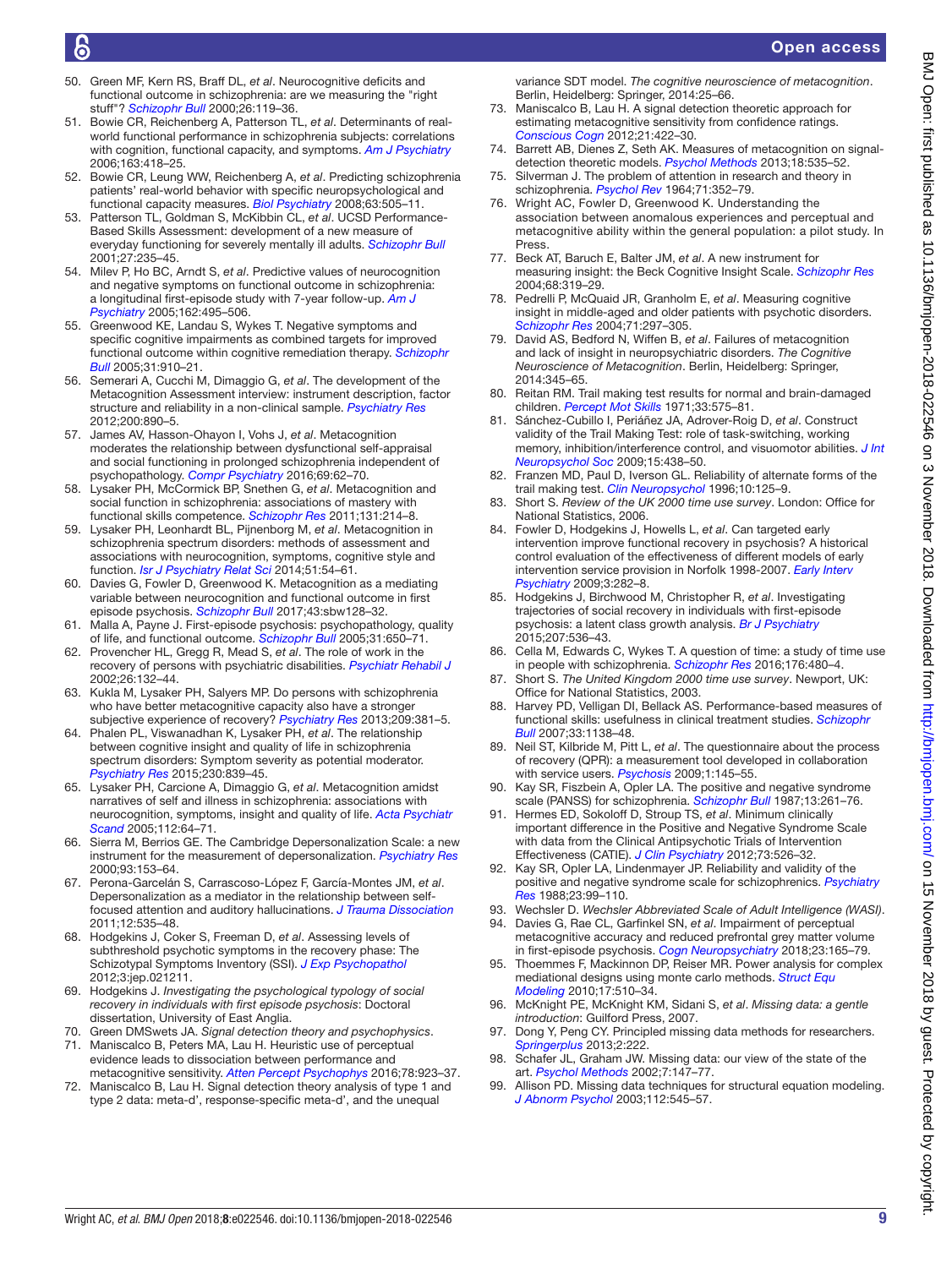50. Green MF, Kern RS, Braff DL, *et al*. Neurocognitive deficits and functional outcome in schizophrenia: are we measuring the "right stuff"? *Schizophr Bull* 2000;26:119–36.
51. Bowie CR, Reichenberg A, Patterson TL, *et al*. Determinants of real-world functional performance in schizophrenia subjects: correlations with cognition, functional capacity, and symptoms. *Am J Psychiatry* 2006;163:418–25.
52. Bowie CR, Leung WW, Reichenberg A, *et al*. Predicting schizophrenia patients' real-world behavior with specific neuropsychological and functional capacity measures. *Biol Psychiatry* 2008;63:505–11.
53. Patterson TL, Goldman S, McKibbin CL, *et al*. UCSD Performance-Based Skills Assessment: development of a new measure of everyday functioning for severely mentally ill adults. *Schizophr Bull* 2001;27:235–45.
54. Milev P, Ho BC, Arndt S, *et al*. Predictive values of neurocognition and negative symptoms on functional outcome in schizophrenia: a longitudinal first-episode study with 7-year follow-up. *Am J Psychiatry* 2005;162:495–506.
55. Greenwood KE, Landau S, Wykes T. Negative symptoms and specific cognitive impairments as combined targets for improved functional outcome within cognitive remediation therapy. *Schizophr Bull* 2005;31:910–21.
56. Semerari A, Cucchi M, Dimaggio G, *et al*. The development of the Metacognition Assessment interview: instrument description, factor structure and reliability in a non-clinical sample. *Psychiatry Res* 2012;200:890–5.
57. James AV, Hasson-Ohayon I, Vohs J, *et al*. Metacognition moderates the relationship between dysfunctional self-appraisal and social functioning in prolonged schizophrenia independent of psychopathology. *Compr Psychiatry* 2016;69:62–70.
58. Lysaker PH, McCormick BP, Snethen G, *et al*. Metacognition and social function in schizophrenia: associations of mastery with functional skills competence. *Schizophr Res* 2011;131:214–8.
59. Lysaker PH, Leonhardt BL, Pijnenborg M, *et al*. Metacognition in schizophrenia spectrum disorders: methods of assessment and associations with neurocognition, symptoms, cognitive style and function. *Isr J Psychiatry Relat Sci* 2014;51:54–61.
60. Davies G, Fowler D, Greenwood K. Metacognition as a mediating variable between neurocognition and functional outcome in first episode psychosis. *Schizophr Bull* 2017;43:sbw128–32.
61. Malla A, Payne J. First-episode psychosis: psychopathology, quality of life, and functional outcome. *Schizophr Bull* 2005;31:650–71.
62. Provencher HL, Gregg R, Mead S, *et al*. The role of work in the recovery of persons with psychiatric disabilities. *Psychiatr Rehabil J* 2002;26:132–44.
63. Kukla M, Lysaker PH, Salyers MP. Do persons with schizophrenia who have better metacognitive capacity also have a stronger subjective experience of recovery? *Psychiatry Res* 2013;209:381–5.
64. Phalen PL, Viswanadhan K, Lysaker PH, *et al*. The relationship between cognitive insight and quality of life in schizophrenia spectrum disorders: Symptom severity as potential moderator. *Psychiatry Res* 2015;230:839–45.
65. Lysaker PH, Carcione A, Dimaggio G, *et al*. Metacognition amidst narratives of self and illness in schizophrenia: associations with neurocognition, symptoms, insight and quality of life. *Acta Psychiatr Scand* 2005;112:64–71.
66. Sierra M, Berrios GE. The Cambridge Depersonalization Scale: a new instrument for the measurement of depersonalization. *Psychiatry Res* 2000;93:153–64.
67. Perona-Garcelán S, Carrascoso-López F, García-Montes JM, *et al*. Depersonalization as a mediator in the relationship between self-focused attention and auditory hallucinations. *J Trauma Dissociation* 2011;12:535–48.
68. Hodgekins J, Coker S, Freeman D, *et al*. Assessing levels of subthreshold psychotic symptoms in the recovery phase: The Schizotypal Symptoms Inventory (SSI). *J Exp Psychopathol* 2012;3:jep.021211.
69. Hodgekins J. *Investigating the psychological typology of social recovery in individuals with first episode psychosis*: Doctoral dissertation, University of East Anglia.
70. Green DMSwets JA. *Signal detection theory and psychophysics*.
71. Maniscalco B, Peters MA, Lau H. Heuristic use of perceptual evidence leads to dissociation between performance and metacognitive sensitivity. *Atten Percept Psychophys* 2016;78:923–37.
72. Maniscalco B, Lau H. Signal detection theory analysis of type 1 and type 2 data: meta-d', response-specific meta-d', and the unequal variance SDT model. *The cognitive neuroscience of metacognition*. Berlin, Heidelberg: Springer, 2014:25–66.
73. Maniscalco B, Lau H. A signal detection theoretic approach for estimating metacognitive sensitivity from confidence ratings. *Conscious Cogn* 2012;21:422–30.
74. Barrett AB, Dienes Z, Seth AK. Measures of metacognition on signal-detection theoretic models. *Psychol Methods* 2013;18:535–52.
75. Silverman J. The problem of attention in research and theory in schizophrenia. *Psychol Rev* 1964;71:352–79.
76. Wright AC, Fowler D, Greenwood K. Understanding the association between anomalous experiences and perceptual and metacognitive ability within the general population: a pilot study. In Press.
77. Beck AT, Baruch E, Balter JM, *et al*. A new instrument for measuring insight: the Beck Cognitive Insight Scale. *Schizophr Res* 2004;68:319–29.
78. Pedrelli P, McQuaid JR, Granholm E, *et al*. Measuring cognitive insight in middle-aged and older patients with psychotic disorders. *Schizophr Res* 2004;71:297–305.
79. David AS, Bedford N, Wiffen B, *et al*. Failures of metacognition and lack of insight in neuropsychiatric disorders. *The Cognitive Neuroscience of Metacognition*. Berlin, Heidelberg: Springer, 2014:345–65.
80. Reitan RM. Trail making test results for normal and brain-damaged children. *Percept Mot Skills* 1971;33:575–81.
81. Sánchez-Cubillo I, Periáñez JA, Adrover-Roig D, *et al*. Construct validity of the Trail Making Test: role of task-switching, working memory, inhibition/interference control, and visuomotor abilities. *J Int Neuropsychol Soc* 2009;15:438–50.
82. Franzen MD, Paul D, Iverson GL. Reliability of alternate forms of the trail making test. *Clin Neuropsychol* 1996;10:125–9.
83. Short S. *Review of the UK 2000 time use survey*. London: Office for National Statistics, 2006.
84. Fowler D, Hodgekins J, Howells L, *et al*. Can targeted early intervention improve functional recovery in psychosis? A historical control evaluation of the effectiveness of different models of early intervention service provision in Norfolk 1998-2007. *Early Interv Psychiatry* 2009;3:282–8.
85. Hodgekins J, Birchwood M, Christopher R, *et al*. Investigating trajectories of social recovery in individuals with first-episode psychosis: a latent class growth analysis. *Br J Psychiatry* 2015;207:536–43.
86. Cella M, Edwards C, Wykes T. A question of time: a study of time use in people with schizophrenia. *Schizophr Res* 2016;176:480–4.
87. Short S. *The United Kingdom 2000 time use survey*. Newport, UK: Office for National Statistics, 2003.
88. Harvey PD, Velligan DI, Bellack AS. Performance-based measures of functional skills: usefulness in clinical treatment studies. *Schizophr Bull* 2007;33:1138–48.
89. Neil ST, Kilbride M, Pitt L, *et al*. The questionnaire about the process of recovery (QPR): a measurement tool developed in collaboration with service users. *Psychosis* 2009;1:145–55.
90. Kay SR, Fiszbein A, Opler LA. The positive and negative syndrome scale (PANSS) for schizophrenia. *Schizophr Bull* 1987;13:261–76.
91. Hermes ED, Sokoloff D, Stroup TS, *et al*. Minimum clinically important difference in the Positive and Negative Syndrome Scale with data from the Clinical Antipsychotic Trials of Intervention Effectiveness (CATIE). *J Clin Psychiatry* 2012;73:526–32.
92. Kay SR, Opler LA, Lindenmayer JP. Reliability and validity of the positive and negative syndrome scale for schizophrenics. *Psychiatry Res* 1988;23:99–110.
93. Wechsler D. *Wechsler Abbreviated Scale of Adult Intelligence (WASI)*.
94. Davies G, Rae CL, Garfinkel SN, *et al*. Impairment of perceptual metacognitive accuracy and reduced prefrontal grey matter volume in first-episode psychosis. *Cogn Neuropsychiatry* 2018;23:165–79.
95. Thoemmes F, Mackinnon DP, Reiser MR. Power analysis for complex mediational designs using monte carlo methods. *Struct Equ Modeling* 2010;17:510–34.
96. McKnight PE, McKnight KM, Sidani S, *et al*. *Missing data: a gentle introduction*: Guilford Press, 2007.
97. Dong Y, Peng CY. Principled missing data methods for researchers. *Springerplus* 2013;2:222.
98. Schafer JL, Graham JW. Missing data: our view of the state of the art. *Psychol Methods* 2002;7:147–77.
99. Allison PD. Missing data techniques for structural equation modeling. *J Abnorm Psychol* 2003;112:545–57.